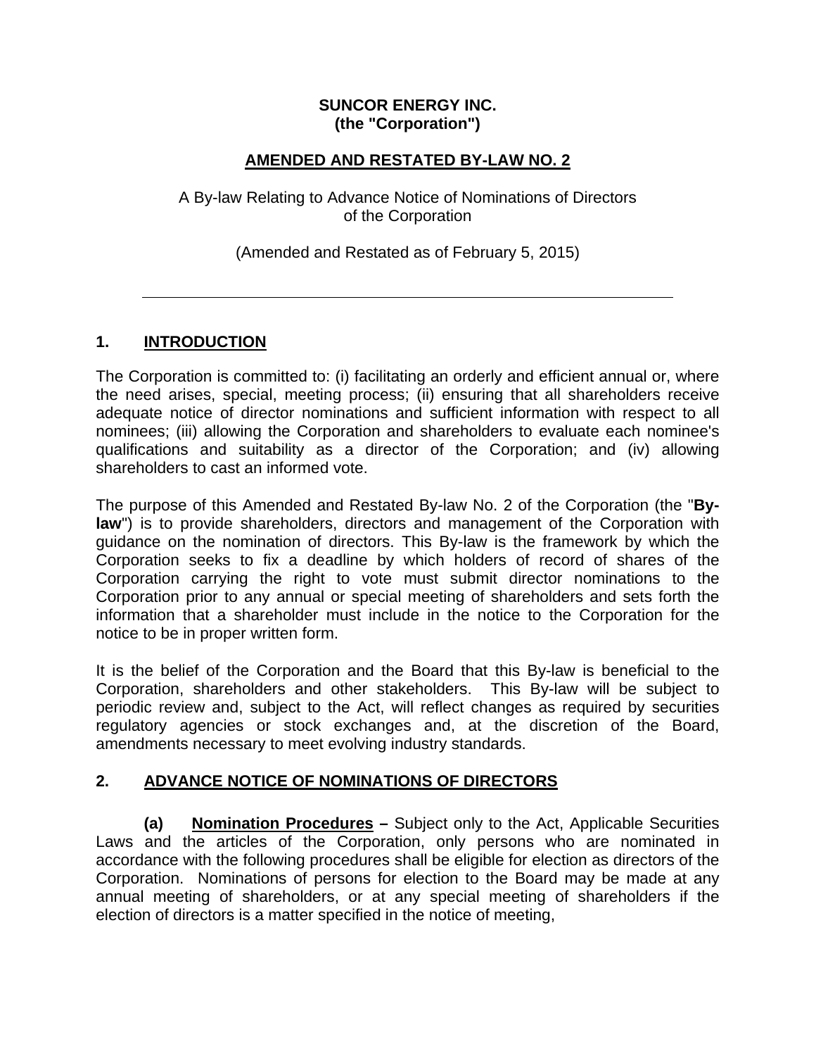**SUNCOR ENERGY INC.**
**(the "Corporation")**

# AMENDED AND RESTATED BY-LAW NO. 2

A By-law Relating to Advance Notice of Nominations of Directors of the Corporation

(Amended and Restated as of February 5, 2015)

---

## 1. INTRODUCTION

The Corporation is committed to: (i) facilitating an orderly and efficient annual or, where the need arises, special, meeting process; (ii) ensuring that all shareholders receive adequate notice of director nominations and sufficient information with respect to all nominees; (iii) allowing the Corporation and shareholders to evaluate each nominee's qualifications and suitability as a director of the Corporation; and (iv) allowing shareholders to cast an informed vote.

The purpose of this Amended and Restated By-law No. 2 of the Corporation (the "**By-law**") is to provide shareholders, directors and management of the Corporation with guidance on the nomination of directors. This By-law is the framework by which the Corporation seeks to fix a deadline by which holders of record of shares of the Corporation carrying the right to vote must submit director nominations to the Corporation prior to any annual or special meeting of shareholders and sets forth the information that a shareholder must include in the notice to the Corporation for the notice to be in proper written form.

It is the belief of the Corporation and the Board that this By-law is beneficial to the Corporation, shareholders and other stakeholders. This By-law will be subject to periodic review and, subject to the Act, will reflect changes as required by securities regulatory agencies or stock exchanges and, at the discretion of the Board, amendments necessary to meet evolving industry standards.

## 2. ADVANCE NOTICE OF NOMINATIONS OF DIRECTORS

**(a)** **Nomination Procedures –** Subject only to the Act, Applicable Securities Laws and the articles of the Corporation, only persons who are nominated in accordance with the following procedures shall be eligible for election as directors of the Corporation. Nominations of persons for election to the Board may be made at any annual meeting of shareholders, or at any special meeting of shareholders if the election of directors is a matter specified in the notice of meeting,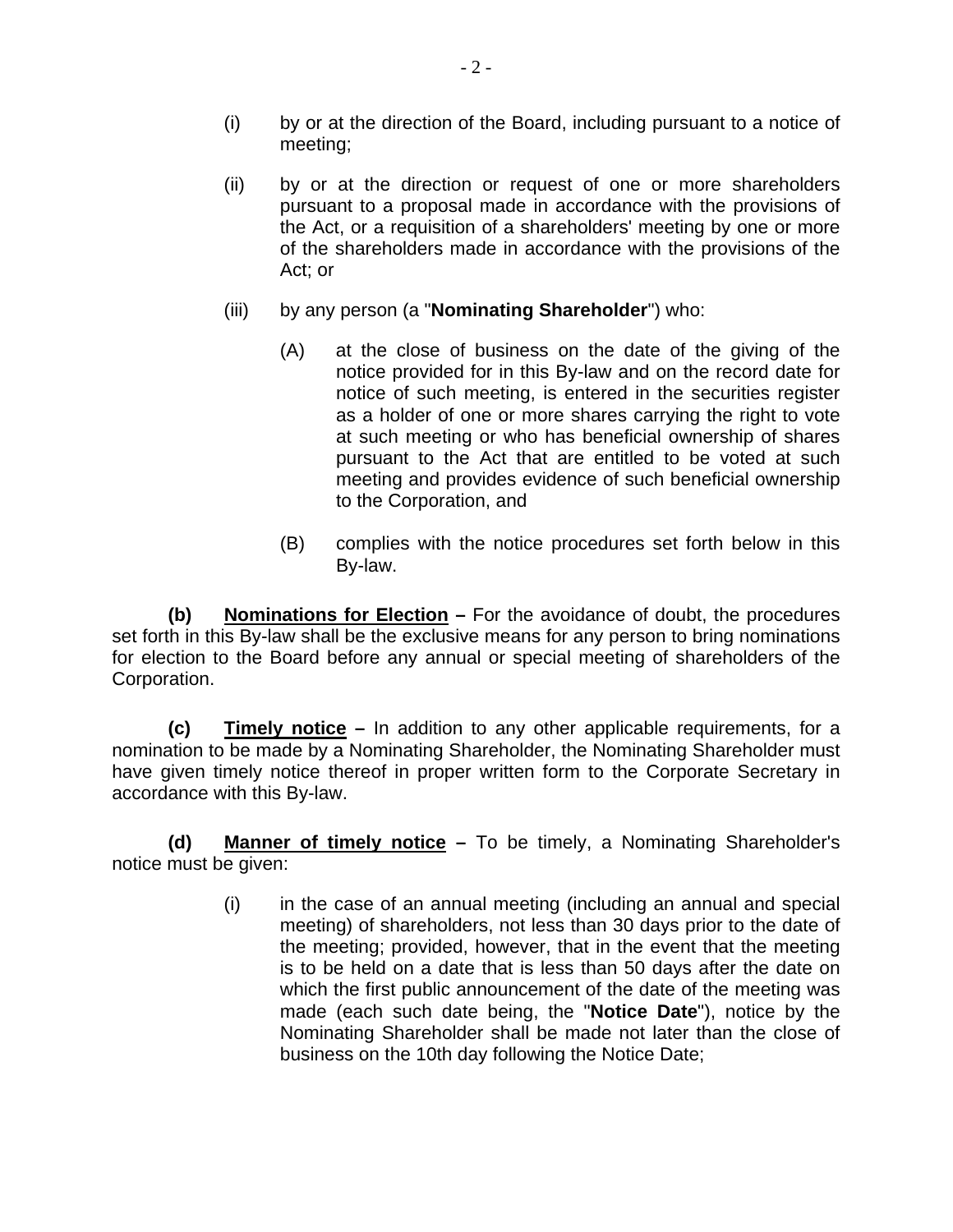(i) by or at the direction of the Board, including pursuant to a notice of meeting;

(ii) by or at the direction or request of one or more shareholders pursuant to a proposal made in accordance with the provisions of the Act, or a requisition of a shareholders' meeting by one or more of the shareholders made in accordance with the provisions of the Act; or

(iii) by any person (a "**Nominating Shareholder**") who:

(A) at the close of business on the date of the giving of the notice provided for in this By-law and on the record date for notice of such meeting, is entered in the securities register as a holder of one or more shares carrying the right to vote at such meeting or who has beneficial ownership of shares pursuant to the Act that are entitled to be voted at such meeting and provides evidence of such beneficial ownership to the Corporation, and

(B) complies with the notice procedures set forth below in this By-law.

**(b) <u>Nominations for Election</u> –** For the avoidance of doubt, the procedures set forth in this By-law shall be the exclusive means for any person to bring nominations for election to the Board before any annual or special meeting of shareholders of the Corporation.

**(c) <u>Timely notice</u> –** In addition to any other applicable requirements, for a nomination to be made by a Nominating Shareholder, the Nominating Shareholder must have given timely notice thereof in proper written form to the Corporate Secretary in accordance with this By-law.

**(d) <u>Manner of timely notice</u> –** To be timely, a Nominating Shareholder's notice must be given:

(i) in the case of an annual meeting (including an annual and special meeting) of shareholders, not less than 30 days prior to the date of the meeting; provided, however, that in the event that the meeting is to be held on a date that is less than 50 days after the date on which the first public announcement of the date of the meeting was made (each such date being, the "**Notice Date**"), notice by the Nominating Shareholder shall be made not later than the close of business on the 10th day following the Notice Date;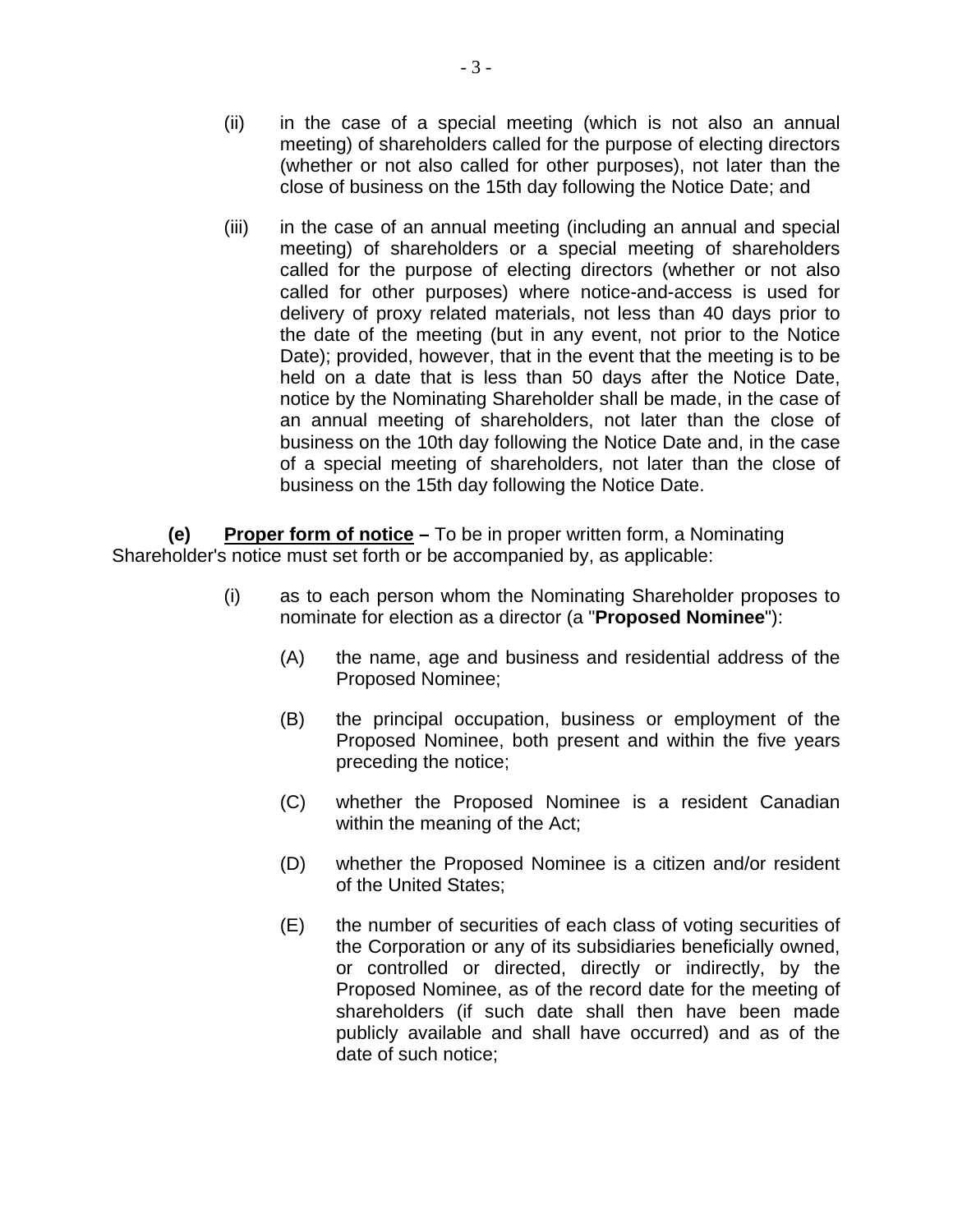(ii) in the case of a special meeting (which is not also an annual meeting) of shareholders called for the purpose of electing directors (whether or not also called for other purposes), not later than the close of business on the 15th day following the Notice Date; and

(iii) in the case of an annual meeting (including an annual and special meeting) of shareholders or a special meeting of shareholders called for the purpose of electing directors (whether or not also called for other purposes) where notice-and-access is used for delivery of proxy related materials, not less than 40 days prior to the date of the meeting (but in any event, not prior to the Notice Date); provided, however, that in the event that the meeting is to be held on a date that is less than 50 days after the Notice Date, notice by the Nominating Shareholder shall be made, in the case of an annual meeting of shareholders, not later than the close of business on the 10th day following the Notice Date and, in the case of a special meeting of shareholders, not later than the close of business on the 15th day following the Notice Date.

**(e)** **Proper form of notice –** To be in proper written form, a Nominating Shareholder's notice must set forth or be accompanied by, as applicable:

(i) as to each person whom the Nominating Shareholder proposes to nominate for election as a director (a "**Proposed Nominee**"):

(A) the name, age and business and residential address of the Proposed Nominee;

(B) the principal occupation, business or employment of the Proposed Nominee, both present and within the five years preceding the notice;

(C) whether the Proposed Nominee is a resident Canadian within the meaning of the Act;

(D) whether the Proposed Nominee is a citizen and/or resident of the United States;

(E) the number of securities of each class of voting securities of the Corporation or any of its subsidiaries beneficially owned, or controlled or directed, directly or indirectly, by the Proposed Nominee, as of the record date for the meeting of shareholders (if such date shall then have been made publicly available and shall have occurred) and as of the date of such notice;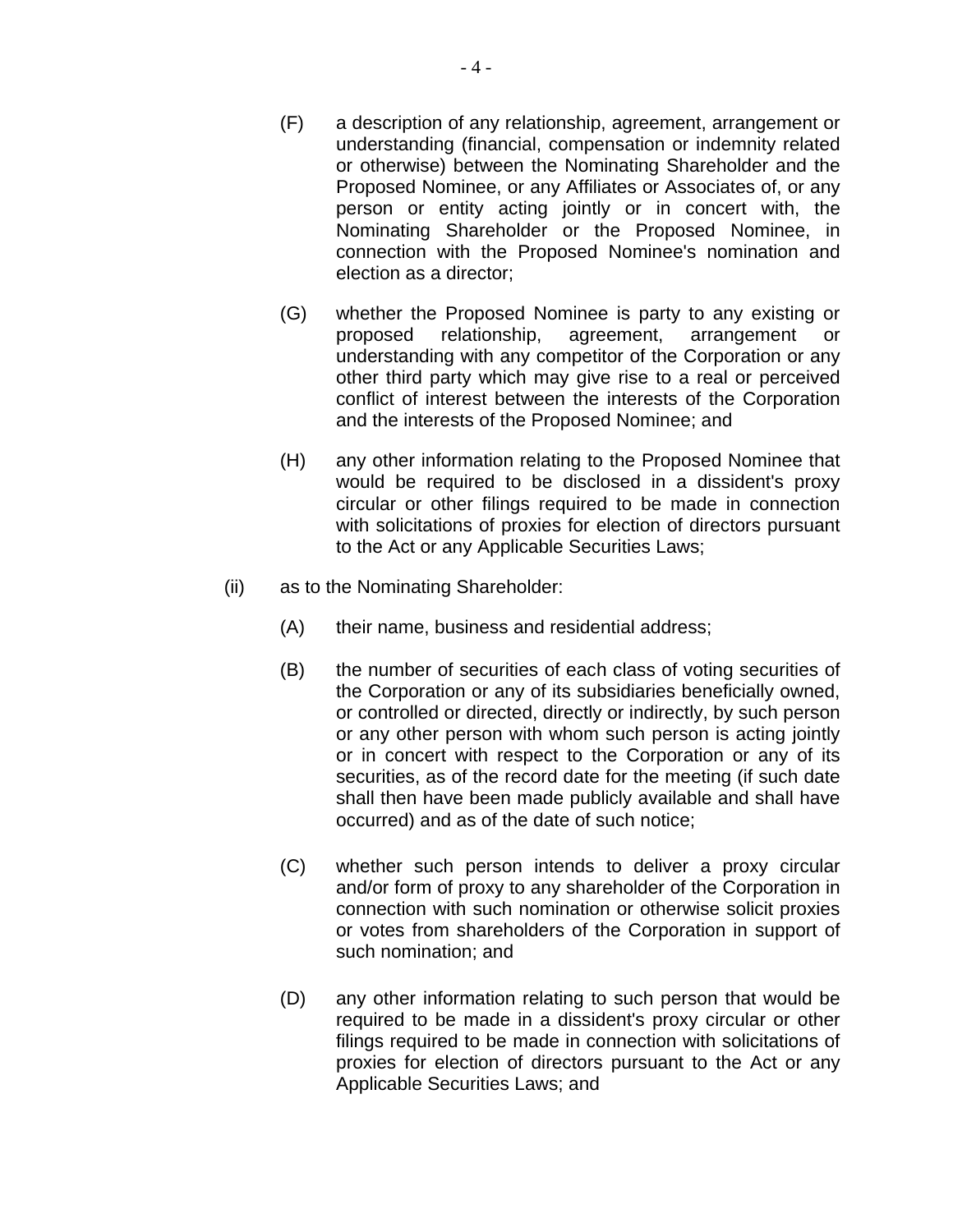(F) a description of any relationship, agreement, arrangement or understanding (financial, compensation or indemnity related or otherwise) between the Nominating Shareholder and the Proposed Nominee, or any Affiliates or Associates of, or any person or entity acting jointly or in concert with, the Nominating Shareholder or the Proposed Nominee, in connection with the Proposed Nominee's nomination and election as a director;

(G) whether the Proposed Nominee is party to any existing or proposed relationship, agreement, arrangement or understanding with any competitor of the Corporation or any other third party which may give rise to a real or perceived conflict of interest between the interests of the Corporation and the interests of the Proposed Nominee; and

(H) any other information relating to the Proposed Nominee that would be required to be disclosed in a dissident's proxy circular or other filings required to be made in connection with solicitations of proxies for election of directors pursuant to the Act or any Applicable Securities Laws;

(ii) as to the Nominating Shareholder:

(A) their name, business and residential address;

(B) the number of securities of each class of voting securities of the Corporation or any of its subsidiaries beneficially owned, or controlled or directed, directly or indirectly, by such person or any other person with whom such person is acting jointly or in concert with respect to the Corporation or any of its securities, as of the record date for the meeting (if such date shall then have been made publicly available and shall have occurred) and as of the date of such notice;

(C) whether such person intends to deliver a proxy circular and/or form of proxy to any shareholder of the Corporation in connection with such nomination or otherwise solicit proxies or votes from shareholders of the Corporation in support of such nomination; and

(D) any other information relating to such person that would be required to be made in a dissident's proxy circular or other filings required to be made in connection with solicitations of proxies for election of directors pursuant to the Act or any Applicable Securities Laws; and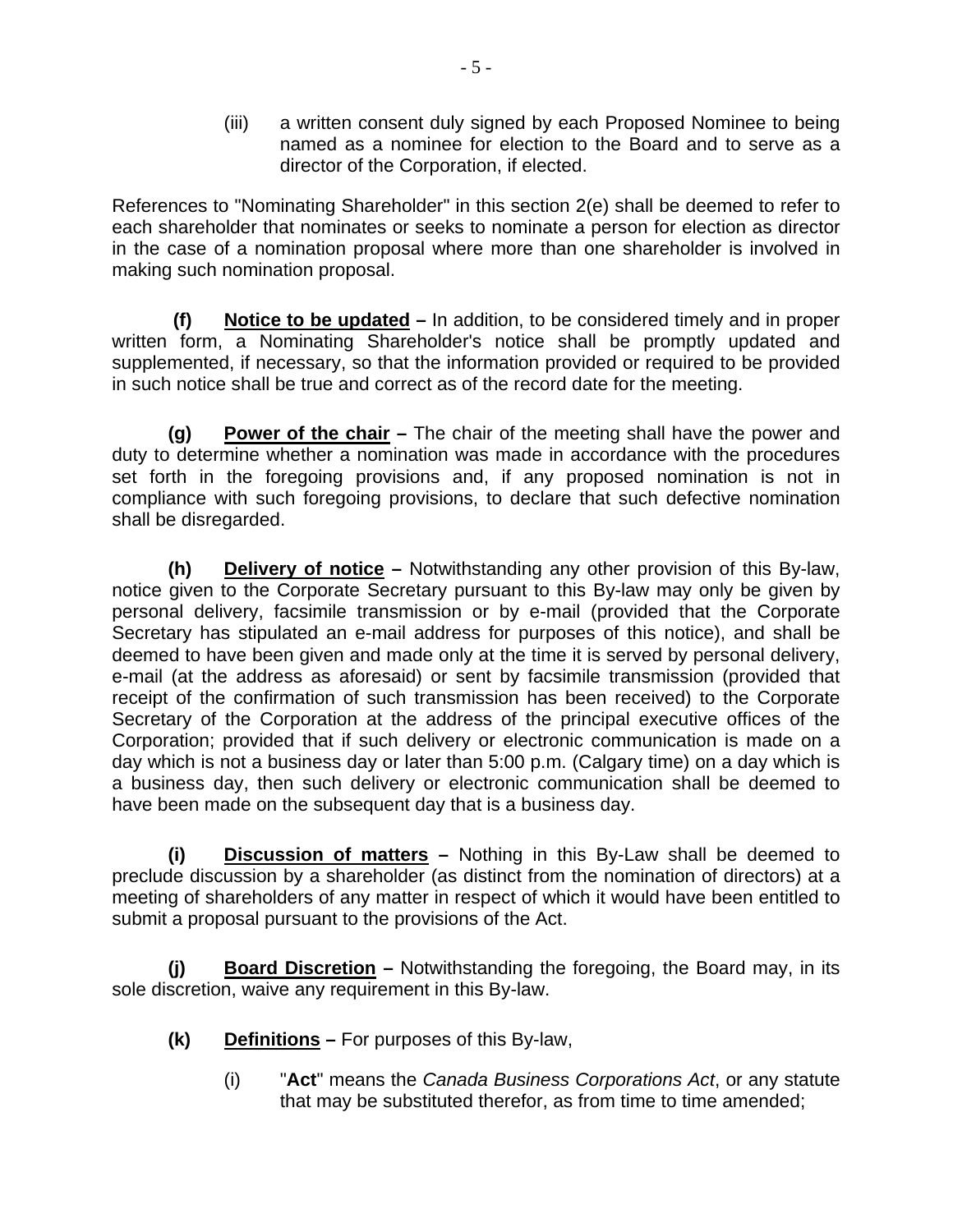(iii) a written consent duly signed by each Proposed Nominee to being named as a nominee for election to the Board and to serve as a director of the Corporation, if elected.

References to "Nominating Shareholder" in this section 2(e) shall be deemed to refer to each shareholder that nominates or seeks to nominate a person for election as director in the case of a nomination proposal where more than one shareholder is involved in making such nomination proposal.

**(f)** **Notice to be updated –** In addition, to be considered timely and in proper written form, a Nominating Shareholder's notice shall be promptly updated and supplemented, if necessary, so that the information provided or required to be provided in such notice shall be true and correct as of the record date for the meeting.

**(g)** **Power of the chair –** The chair of the meeting shall have the power and duty to determine whether a nomination was made in accordance with the procedures set forth in the foregoing provisions and, if any proposed nomination is not in compliance with such foregoing provisions, to declare that such defective nomination shall be disregarded.

**(h)** **Delivery of notice –** Notwithstanding any other provision of this By-law, notice given to the Corporate Secretary pursuant to this By-law may only be given by personal delivery, facsimile transmission or by e-mail (provided that the Corporate Secretary has stipulated an e-mail address for purposes of this notice), and shall be deemed to have been given and made only at the time it is served by personal delivery, e-mail (at the address as aforesaid) or sent by facsimile transmission (provided that receipt of the confirmation of such transmission has been received) to the Corporate Secretary of the Corporation at the address of the principal executive offices of the Corporation; provided that if such delivery or electronic communication is made on a day which is not a business day or later than 5:00 p.m. (Calgary time) on a day which is a business day, then such delivery or electronic communication shall be deemed to have been made on the subsequent day that is a business day.

**(i)** **Discussion of matters –** Nothing in this By-Law shall be deemed to preclude discussion by a shareholder (as distinct from the nomination of directors) at a meeting of shareholders of any matter in respect of which it would have been entitled to submit a proposal pursuant to the provisions of the Act.

**(j)** **Board Discretion –** Notwithstanding the foregoing, the Board may, in its sole discretion, waive any requirement in this By-law.

**(k)** **Definitions –** For purposes of this By-law,

(i) "**Act**" means the *Canada Business Corporations Act*, or any statute that may be substituted therefor, as from time to time amended;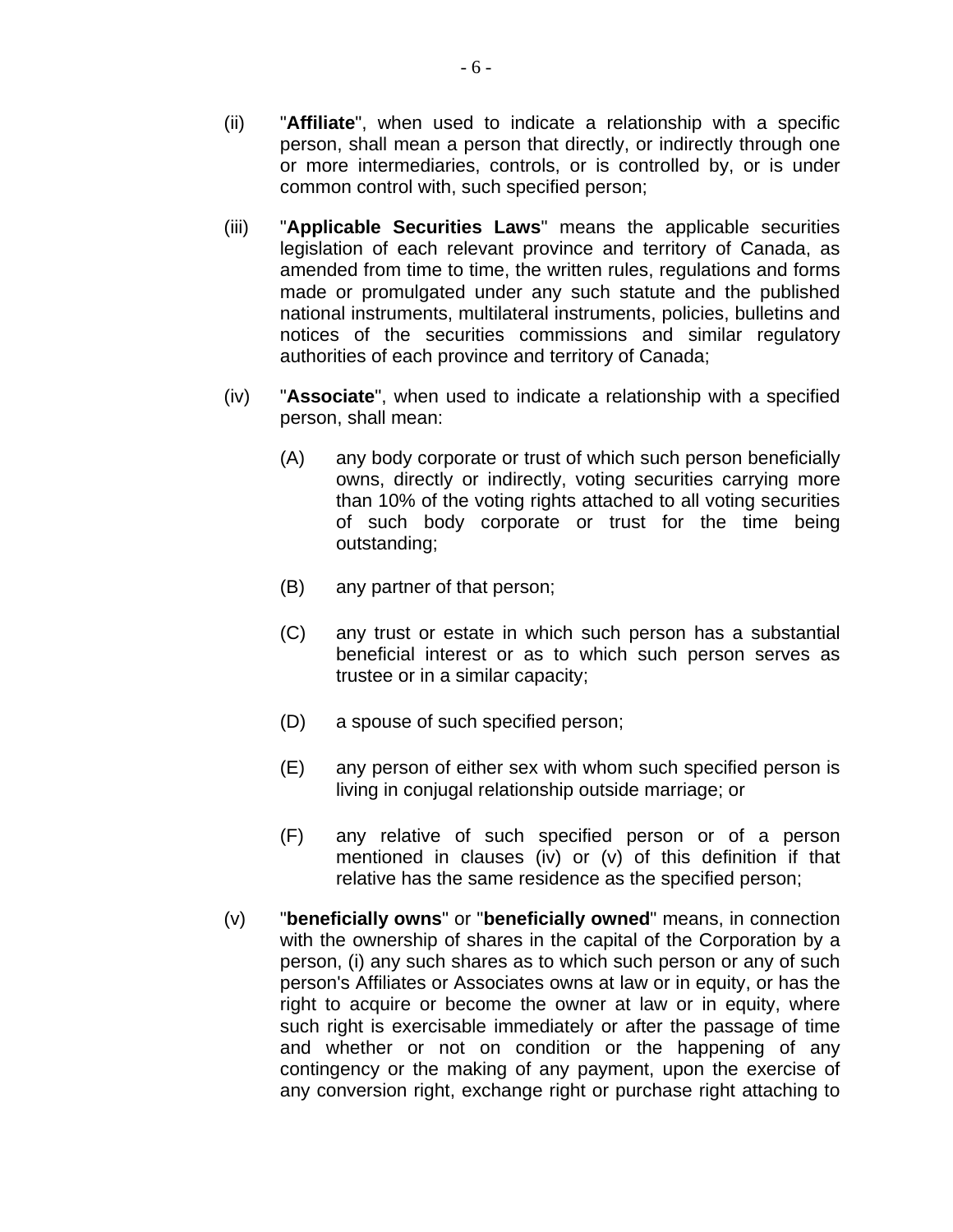(ii) "**Affiliate**", when used to indicate a relationship with a specific person, shall mean a person that directly, or indirectly through one or more intermediaries, controls, or is controlled by, or is under common control with, such specified person;

(iii) "**Applicable Securities Laws**" means the applicable securities legislation of each relevant province and territory of Canada, as amended from time to time, the written rules, regulations and forms made or promulgated under any such statute and the published national instruments, multilateral instruments, policies, bulletins and notices of the securities commissions and similar regulatory authorities of each province and territory of Canada;

(iv) "**Associate**", when used to indicate a relationship with a specified person, shall mean:

   (A) any body corporate or trust of which such person beneficially owns, directly or indirectly, voting securities carrying more than 10% of the voting rights attached to all voting securities of such body corporate or trust for the time being outstanding;

   (B) any partner of that person;

   (C) any trust or estate in which such person has a substantial beneficial interest or as to which such person serves as trustee or in a similar capacity;

   (D) a spouse of such specified person;

   (E) any person of either sex with whom such specified person is living in conjugal relationship outside marriage; or

   (F) any relative of such specified person or of a person mentioned in clauses (iv) or (v) of this definition if that relative has the same residence as the specified person;

(v) "**beneficially owns**" or "**beneficially owned**" means, in connection with the ownership of shares in the capital of the Corporation by a person, (i) any such shares as to which such person or any of such person's Affiliates or Associates owns at law or in equity, or has the right to acquire or become the owner at law or in equity, where such right is exercisable immediately or after the passage of time and whether or not on condition or the happening of any contingency or the making of any payment, upon the exercise of any conversion right, exchange right or purchase right attaching to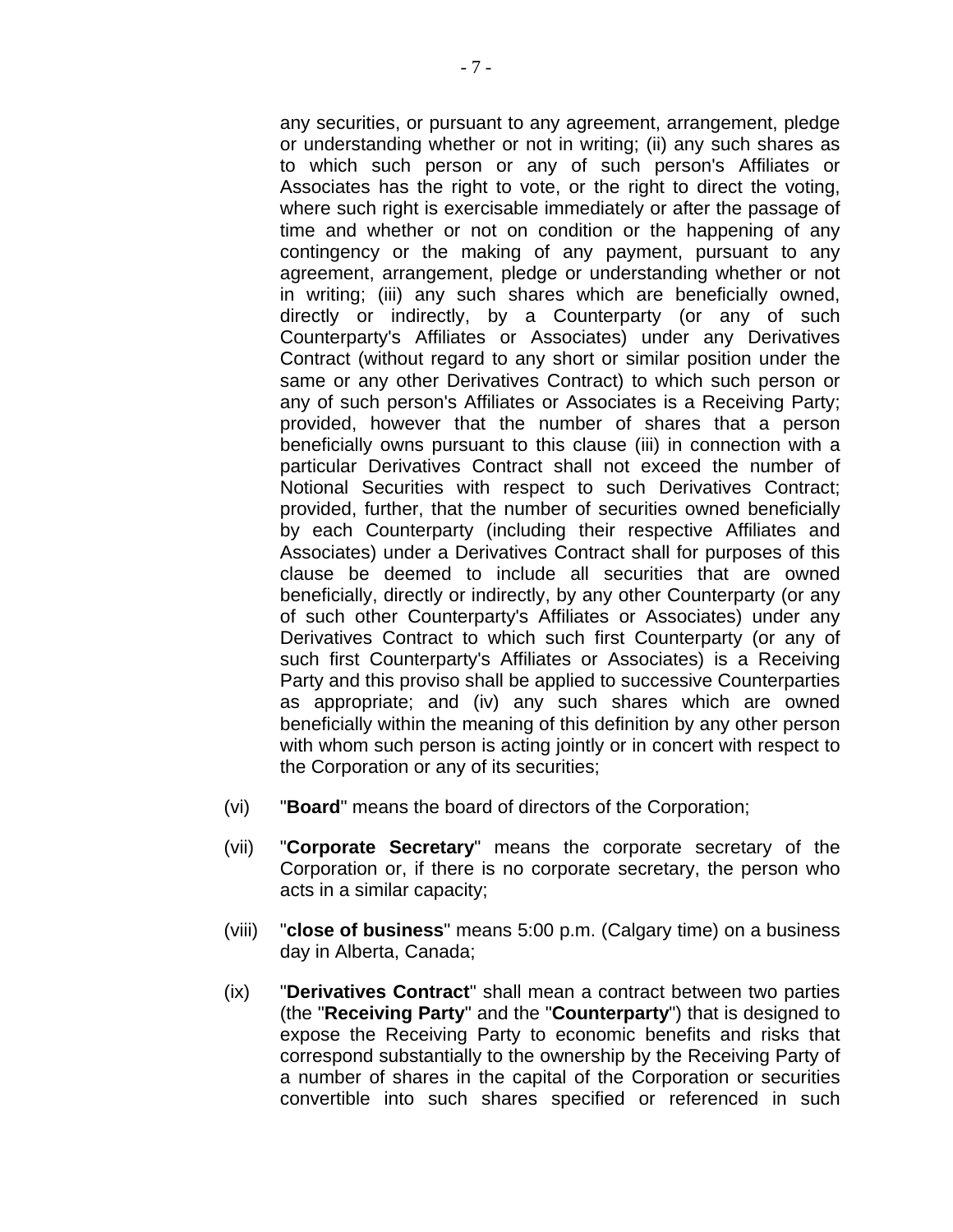any securities, or pursuant to any agreement, arrangement, pledge or understanding whether or not in writing; (ii) any such shares as to which such person or any of such person's Affiliates or Associates has the right to vote, or the right to direct the voting, where such right is exercisable immediately or after the passage of time and whether or not on condition or the happening of any contingency or the making of any payment, pursuant to any agreement, arrangement, pledge or understanding whether or not in writing; (iii) any such shares which are beneficially owned, directly or indirectly, by a Counterparty (or any of such Counterparty's Affiliates or Associates) under any Derivatives Contract (without regard to any short or similar position under the same or any other Derivatives Contract) to which such person or any of such person's Affiliates or Associates is a Receiving Party; provided, however that the number of shares that a person beneficially owns pursuant to this clause (iii) in connection with a particular Derivatives Contract shall not exceed the number of Notional Securities with respect to such Derivatives Contract; provided, further, that the number of securities owned beneficially by each Counterparty (including their respective Affiliates and Associates) under a Derivatives Contract shall for purposes of this clause be deemed to include all securities that are owned beneficially, directly or indirectly, by any other Counterparty (or any of such other Counterparty's Affiliates or Associates) under any Derivatives Contract to which such first Counterparty (or any of such first Counterparty's Affiliates or Associates) is a Receiving Party and this proviso shall be applied to successive Counterparties as appropriate; and (iv) any such shares which are owned beneficially within the meaning of this definition by any other person with whom such person is acting jointly or in concert with respect to the Corporation or any of its securities;

(vi) "**Board**" means the board of directors of the Corporation;

(vii) "**Corporate Secretary**" means the corporate secretary of the Corporation or, if there is no corporate secretary, the person who acts in a similar capacity;

(viii) "**close of business**" means 5:00 p.m. (Calgary time) on a business day in Alberta, Canada;

(ix) "**Derivatives Contract**" shall mean a contract between two parties (the "**Receiving Party**" and the "**Counterparty**") that is designed to expose the Receiving Party to economic benefits and risks that correspond substantially to the ownership by the Receiving Party of a number of shares in the capital of the Corporation or securities convertible into such shares specified or referenced in such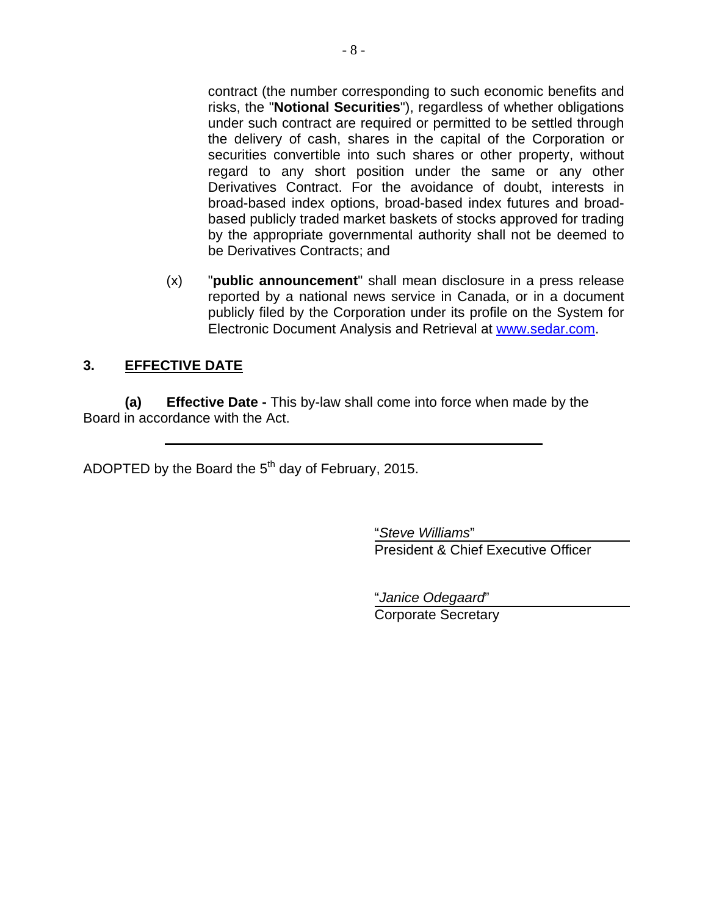contract (the number corresponding to such economic benefits and risks, the "**Notional Securities**"), regardless of whether obligations under such contract are required or permitted to be settled through the delivery of cash, shares in the capital of the Corporation or securities convertible into such shares or other property, without regard to any short position under the same or any other Derivatives Contract. For the avoidance of doubt, interests in broad-based index options, broad-based index futures and broad-based publicly traded market baskets of stocks approved for trading by the appropriate governmental authority shall not be deemed to be Derivatives Contracts; and

(x) "**public announcement**" shall mean disclosure in a press release reported by a national news service in Canada, or in a document publicly filed by the Corporation under its profile on the System for Electronic Document Analysis and Retrieval at www.sedar.com.

## 3. EFFECTIVE DATE

**(a) Effective Date -** This by-law shall come into force when made by the Board in accordance with the Act.

---

ADOPTED by the Board the 5th day of February, 2015.

"*Steve Williams*"
President & Chief Executive Officer

"*Janice Odegaard*"
Corporate Secretary